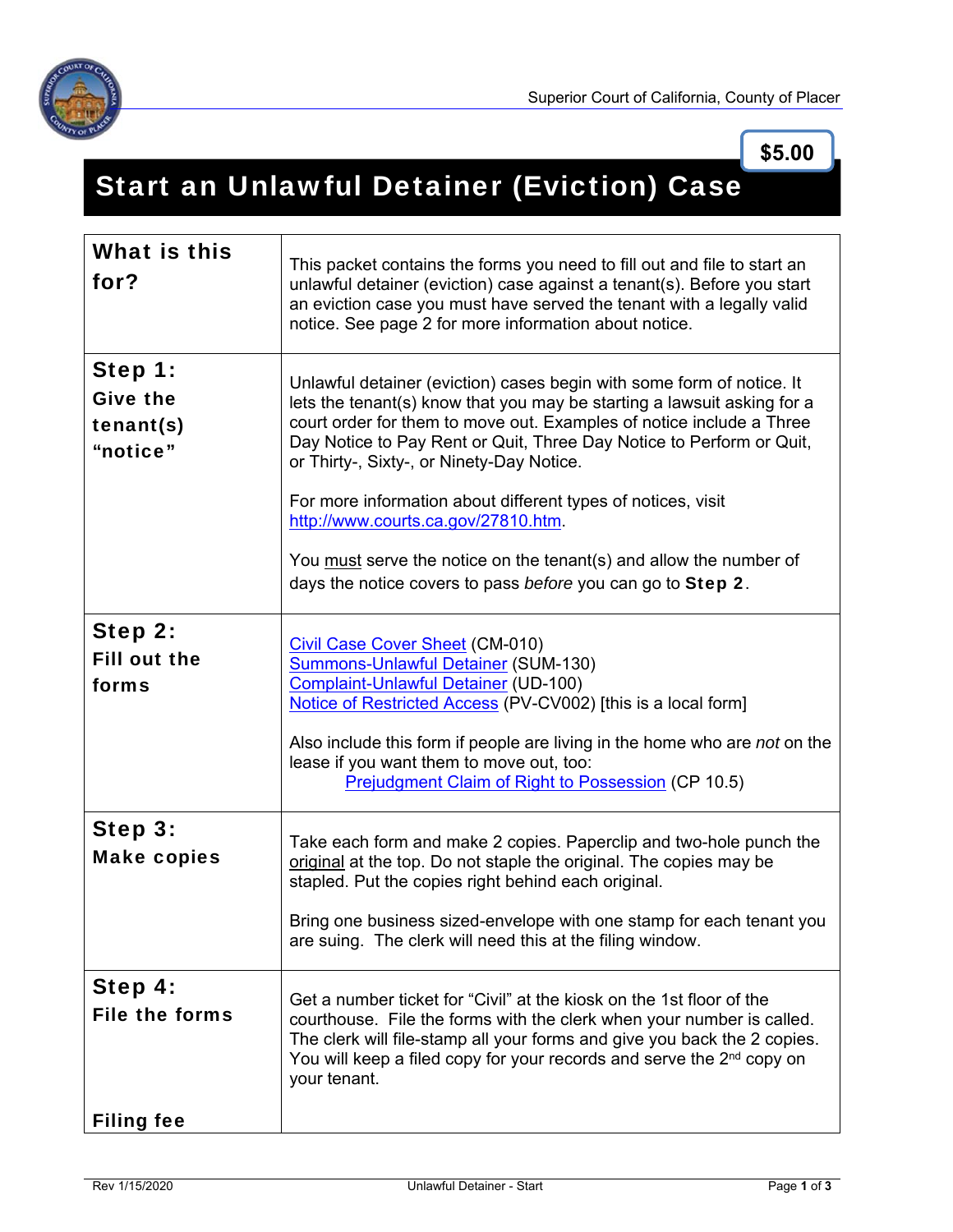Superior Court of California, County of Placer

**$5.00**

# Start an Unlawful Detainer (Eviction) Case

| | |
|---|---|
| **What is this for?** | This packet contains the forms you need to fill out and file to start an unlawful detainer (eviction) case against a tenant(s). Before you start an eviction case you must have served the tenant with a legally valid notice. See page 2 for more information about notice. |
| **Step 1: Give the tenant(s) "notice"** | Unlawful detainer (eviction) cases begin with some form of notice. It lets the tenant(s) know that you may be starting a lawsuit asking for a court order for them to move out. Examples of notice include a Three Day Notice to Pay Rent or Quit, Three Day Notice to Perform or Quit, or Thirty-, Sixty-, or Ninety-Day Notice.<br><br>For more information about different types of notices, visit http://www.courts.ca.gov/27810.htm.<br><br>You must serve the notice on the tenant(s) and allow the number of days the notice covers to pass *before* you can go to **Step 2**. |
| **Step 2: Fill out the forms** | Civil Case Cover Sheet (CM-010)<br>Summons-Unlawful Detainer (SUM-130)<br>Complaint-Unlawful Detainer (UD-100)<br>Notice of Restricted Access (PV-CV002) [this is a local form]<br><br>Also include this form if people are living in the home who are *not* on the lease if you want them to move out, too:<br>Prejudgment Claim of Right to Possession (CP 10.5) |
| **Step 3: Make copies** | Take each form and make 2 copies. Paperclip and two-hole punch the original at the top. Do not staple the original. The copies may be stapled. Put the copies right behind each original.<br><br>Bring one business sized-envelope with one stamp for each tenant you are suing. The clerk will need this at the filing window. |
| **Step 4: File the forms**<br><br>**Filing fee** | Get a number ticket for "Civil" at the kiosk on the 1st floor of the courthouse. File the forms with the clerk when your number is called. The clerk will file-stamp all your forms and give you back the 2 copies. You will keep a filed copy for your records and serve the 2nd copy on your tenant. |

Rev 1/15/2020 Unlawful Detainer - Start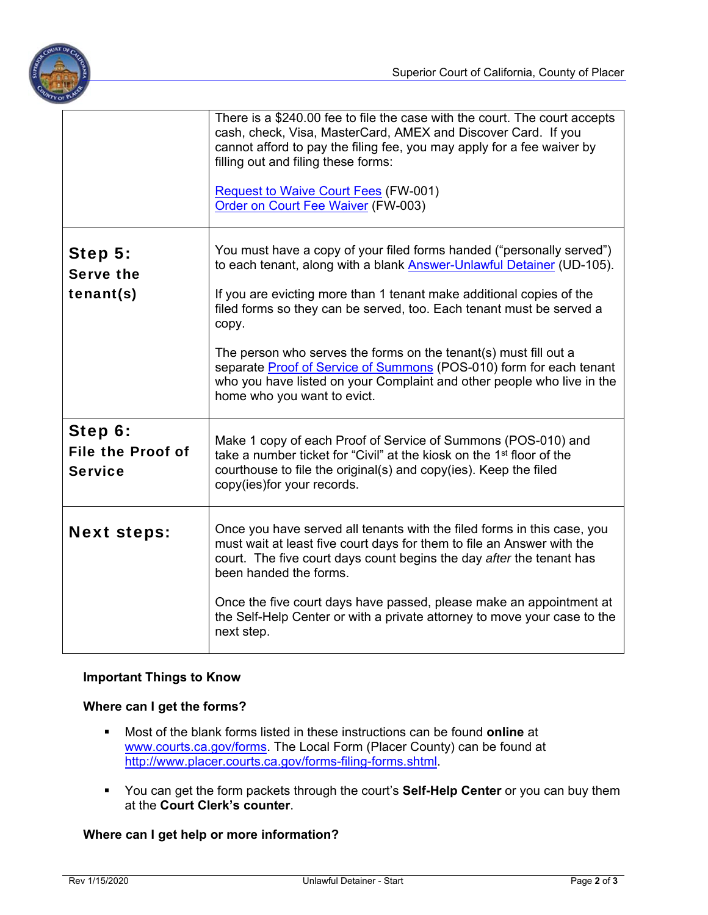| | |
|---|---|
| | There is a $240.00 fee to file the case with the court. The court accepts cash, check, Visa, MasterCard, AMEX and Discover Card. If you cannot afford to pay the filing fee, you may apply for a fee waiver by filling out and filing these forms:<br><br>Request to Waive Court Fees (FW-001)<br>Order on Court Fee Waiver (FW-003) |
| **Step 5: Serve the tenant(s)** | You must have a copy of your filed forms handed ("personally served") to each tenant, along with a blank Answer-Unlawful Detainer (UD-105).<br><br>If you are evicting more than 1 tenant make additional copies of the filed forms so they can be served, too. Each tenant must be served a copy.<br><br>The person who serves the forms on the tenant(s) must fill out a separate Proof of Service of Summons (POS-010) form for each tenant who you have listed on your Complaint and other people who live in the home who you want to evict. |
| **Step 6: File the Proof of Service** | Make 1 copy of each Proof of Service of Summons (POS-010) and take a number ticket for "Civil" at the kiosk on the 1st floor of the courthouse to file the original(s) and copy(ies). Keep the filed copy(ies)for your records. |
| **Next steps:** | Once you have served all tenants with the filed forms in this case, you must wait at least five court days for them to file an Answer with the court. The five court days count begins the day *after* the tenant has been handed the forms.<br><br>Once the five court days have passed, please make an appointment at the Self-Help Center or with a private attorney to move your case to the next step. |

**Important Things to Know**

**Where can I get the forms?**

- Most of the blank forms listed in these instructions can be found **online** at www.courts.ca.gov/forms. The Local Form (Placer County) can be found at http://www.placer.courts.ca.gov/forms-filing-forms.shtml.
- You can get the form packets through the court's **Self-Help Center** or you can buy them at the **Court Clerk's counter**.

**Where can I get help or more information?**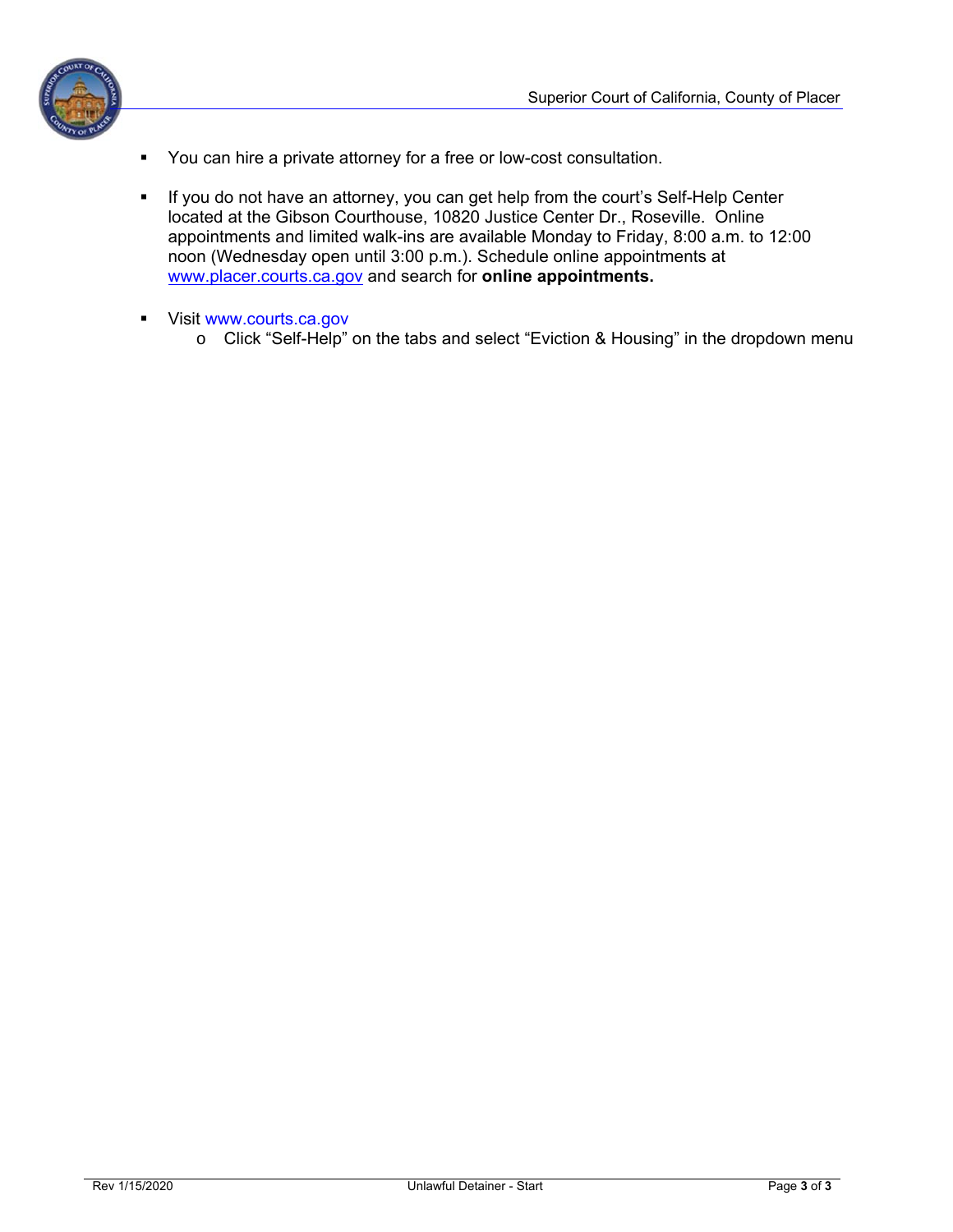- You can hire a private attorney for a free or low-cost consultation.

- If you do not have an attorney, you can get help from the court's Self-Help Center located at the Gibson Courthouse, 10820 Justice Center Dr., Roseville. Online appointments and limited walk-ins are available Monday to Friday, 8:00 a.m. to 12:00 noon (Wednesday open until 3:00 p.m.). Schedule online appointments at www.placer.courts.ca.gov and search for **online appointments.**

- Visit www.courts.ca.gov
  - Click "Self-Help" on the tabs and select "Eviction & Housing" in the dropdown menu